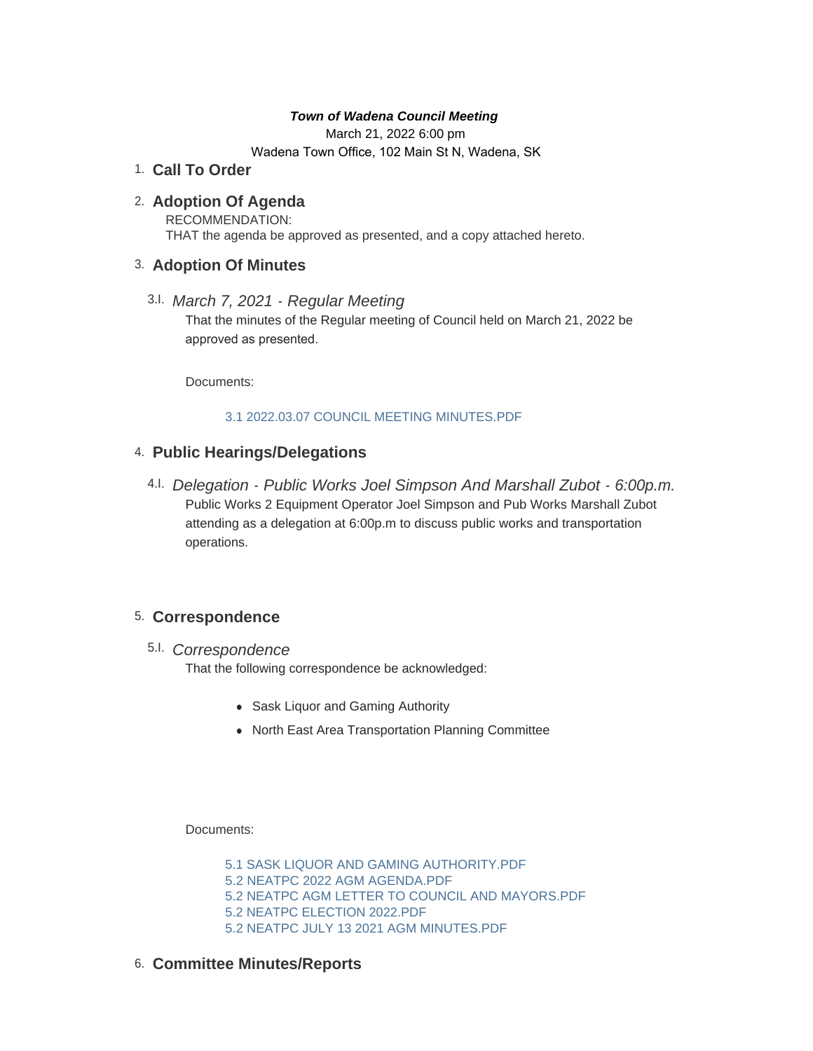***Town of Wadena Council Meeting***

March 21, 2022 6:00 pm

Wadena Town Office, 102 Main St N, Wadena, SK

## 1. Call To Order

## 2. Adoption Of Agenda

RECOMMENDATION:
THAT the agenda be approved as presented, and a copy attached hereto.

## 3. Adoption Of Minutes

### 3.I. *March 7, 2021 - Regular Meeting*

That the minutes of the Regular meeting of Council held on March 21, 2022 be approved as presented.

Documents:

3.1 2022.03.07 COUNCIL MEETING MINUTES.PDF

## 4. Public Hearings/Delegations

### 4.I. *Delegation - Public Works Joel Simpson And Marshall Zubot - 6:00p.m.*

Public Works 2 Equipment Operator Joel Simpson and Pub Works Marshall Zubot attending as a delegation at 6:00p.m to discuss public works and transportation operations.

## 5. Correspondence

### 5.I. *Correspondence*

That the following correspondence be acknowledged:

- Sask Liquor and Gaming Authority
- North East Area Transportation Planning Committee

Documents:

5.1 SASK LIQUOR AND GAMING AUTHORITY.PDF
5.2 NEATPC 2022 AGM AGENDA.PDF
5.2 NEATPC AGM LETTER TO COUNCIL AND MAYORS.PDF
5.2 NEATPC ELECTION 2022.PDF
5.2 NEATPC JULY 13 2021 AGM MINUTES.PDF

## 6. Committee Minutes/Reports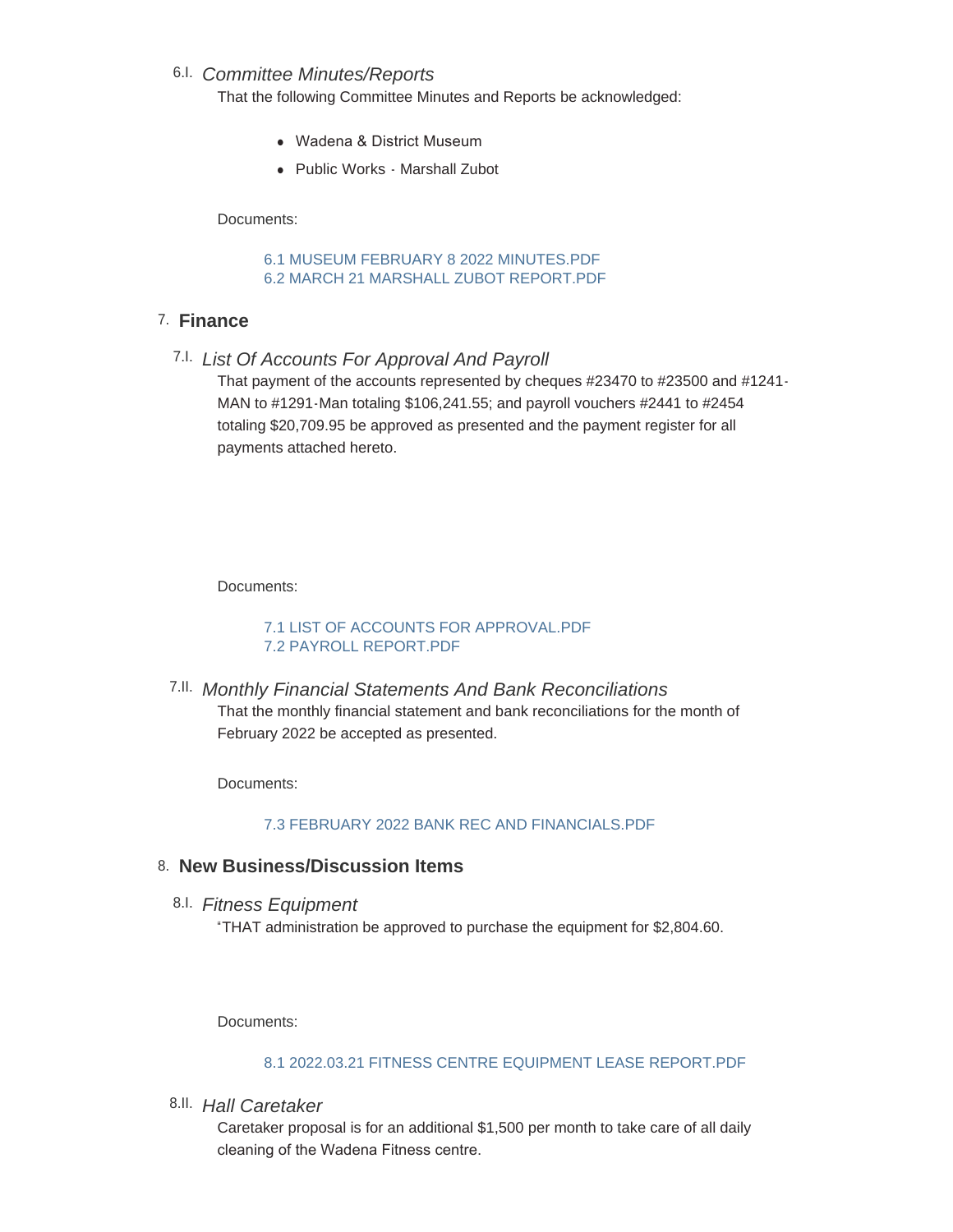### 6.I. *Committee Minutes/Reports*

That the following Committee Minutes and Reports be acknowledged:

- Wadena & District Museum
- Public Works - Marshall Zubot

Documents:

6.1 MUSEUM FEBRUARY 8 2022 MINUTES.PDF
6.2 MARCH 21 MARSHALL ZUBOT REPORT.PDF

## 7. **Finance**

### 7.I. *List Of Accounts For Approval And Payroll*

That payment of the accounts represented by cheques #23470 to #23500 and #1241-MAN to #1291-Man totaling $106,241.55; and payroll vouchers #2441 to #2454 totaling $20,709.95 be approved as presented and the payment register for all payments attached hereto.

Documents:

7.1 LIST OF ACCOUNTS FOR APPROVAL.PDF
7.2 PAYROLL REPORT.PDF

### 7.II. *Monthly Financial Statements And Bank Reconciliations*

That the monthly financial statement and bank reconciliations for the month of February 2022 be accepted as presented.

Documents:

7.3 FEBRUARY 2022 BANK REC AND FINANCIALS.PDF

## 8. **New Business/Discussion Items**

### 8.I. *Fitness Equipment*

"THAT administration be approved to purchase the equipment for $2,804.60.

Documents:

8.1 2022.03.21 FITNESS CENTRE EQUIPMENT LEASE REPORT.PDF

### 8.II. *Hall Caretaker*

Caretaker proposal is for an additional $1,500 per month to take care of all daily cleaning of the Wadena Fitness centre.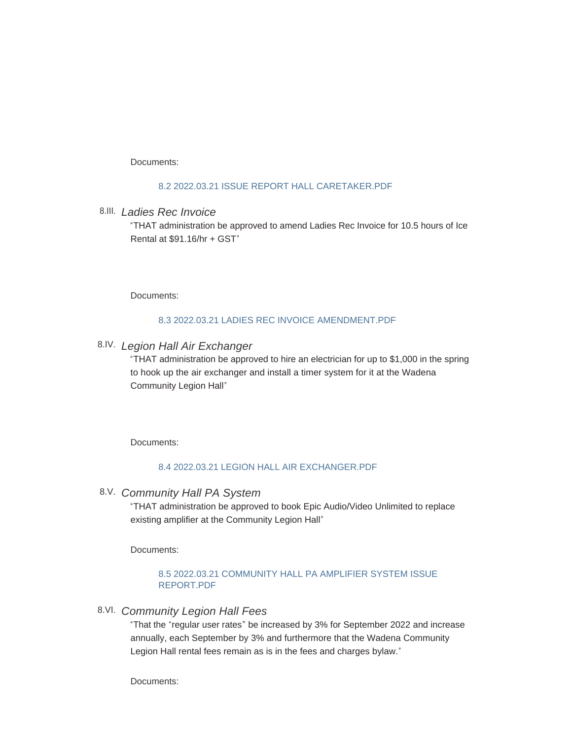Documents:

8.2 2022.03.21 ISSUE REPORT HALL CARETAKER.PDF

### 8.III. *Ladies Rec Invoice*

"THAT administration be approved to amend Ladies Rec Invoice for 10.5 hours of Ice Rental at $91.16/hr + GST"

Documents:

8.3 2022.03.21 LADIES REC INVOICE AMENDMENT.PDF

### 8.IV. *Legion Hall Air Exchanger*

"THAT administration be approved to hire an electrician for up to $1,000 in the spring to hook up the air exchanger and install a timer system for it at the Wadena Community Legion Hall"

Documents:

8.4 2022.03.21 LEGION HALL AIR EXCHANGER.PDF

### 8.V. *Community Hall PA System*

"THAT administration be approved to book Epic Audio/Video Unlimited to replace existing amplifier at the Community Legion Hall"

Documents:

8.5 2022.03.21 COMMUNITY HALL PA AMPLIFIER SYSTEM ISSUE REPORT.PDF

### 8.VI. *Community Legion Hall Fees*

"That the "regular user rates" be increased by 3% for September 2022 and increase annually, each September by 3% and furthermore that the Wadena Community Legion Hall rental fees remain as is in the fees and charges bylaw."

Documents: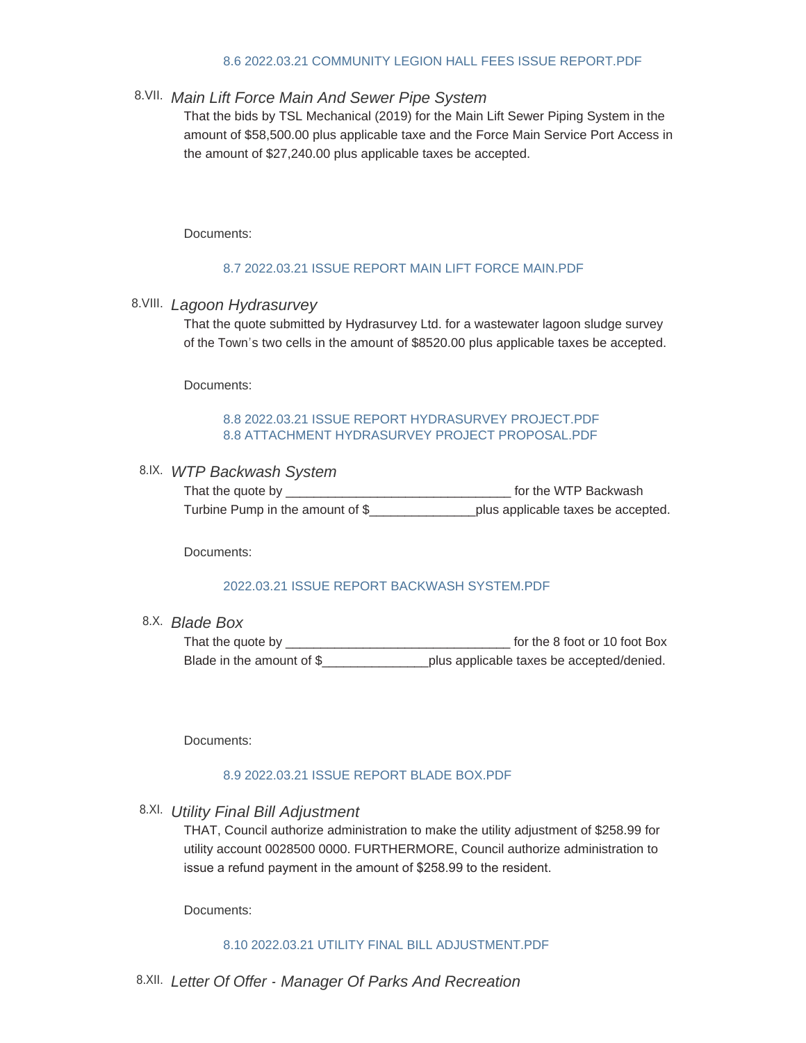8.6 2022.03.21 COMMUNITY LEGION HALL FEES ISSUE REPORT.PDF

8.VII. *Main Lift Force Main And Sewer Pipe System*

That the bids by TSL Mechanical (2019) for the Main Lift Sewer Piping System in the amount of $58,500.00 plus applicable taxe and the Force Main Service Port Access in the amount of $27,240.00 plus applicable taxes be accepted.

Documents:

8.7 2022.03.21 ISSUE REPORT MAIN LIFT FORCE MAIN.PDF

8.VIII. *Lagoon Hydrasurvey*

That the quote submitted by Hydrasurvey Ltd. for a wastewater lagoon sludge survey of the Town's two cells in the amount of $8520.00 plus applicable taxes be accepted.

Documents:

8.8 2022.03.21 ISSUE REPORT HYDRASURVEY PROJECT.PDF
8.8 ATTACHMENT HYDRASURVEY PROJECT PROPOSAL.PDF

8.IX. *WTP Backwash System*

That the quote by ________________________________ for the WTP Backwash Turbine Pump in the amount of $_______________plus applicable taxes be accepted.

Documents:

2022.03.21 ISSUE REPORT BACKWASH SYSTEM.PDF

8.X. *Blade Box*

That the quote by ________________________________ for the 8 foot or 10 foot Box Blade in the amount of $_______________plus applicable taxes be accepted/denied.

Documents:

8.9 2022.03.21 ISSUE REPORT BLADE BOX.PDF

8.XI. *Utility Final Bill Adjustment*

THAT, Council authorize administration to make the utility adjustment of $258.99 for utility account 0028500 0000. FURTHERMORE, Council authorize administration to issue a refund payment in the amount of $258.99 to the resident.

Documents:

8.10 2022.03.21 UTILITY FINAL BILL ADJUSTMENT.PDF

8.XII. *Letter Of Offer - Manager Of Parks And Recreation*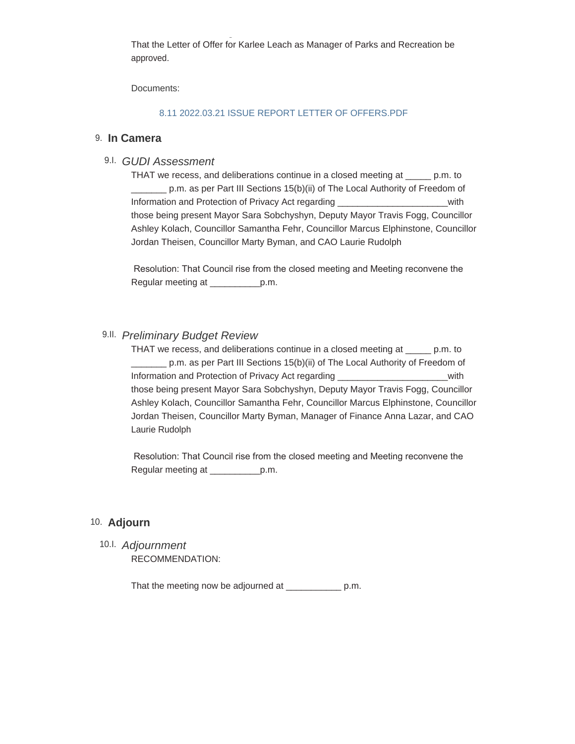That the Letter of Offer for Karlee Leach as Manager of Parks and Recreation be approved.

Documents:

8.11 2022.03.21 ISSUE REPORT LETTER OF OFFERS.PDF

## 9. In Camera

### 9.I. *GUDI Assessment*

THAT we recess, and deliberations continue in a closed meeting at _____ p.m. to _______ p.m. as per Part III Sections 15(b)(ii) of The Local Authority of Freedom of Information and Protection of Privacy Act regarding ______________________with those being present Mayor Sara Sobchyshyn, Deputy Mayor Travis Fogg, Councillor Ashley Kolach, Councillor Samantha Fehr, Councillor Marcus Elphinstone, Councillor Jordan Theisen, Councillor Marty Byman, and CAO Laurie Rudolph

Resolution: That Council rise from the closed meeting and Meeting reconvene the Regular meeting at __________p.m.

### 9.II. *Preliminary Budget Review*

THAT we recess, and deliberations continue in a closed meeting at _____ p.m. to _______ p.m. as per Part III Sections 15(b)(ii) of The Local Authority of Freedom of Information and Protection of Privacy Act regarding ______________________with those being present Mayor Sara Sobchyshyn, Deputy Mayor Travis Fogg, Councillor Ashley Kolach, Councillor Samantha Fehr, Councillor Marcus Elphinstone, Councillor Jordan Theisen, Councillor Marty Byman, Manager of Finance Anna Lazar, and CAO Laurie Rudolph

Resolution: That Council rise from the closed meeting and Meeting reconvene the Regular meeting at __________p.m.

## 10. Adjourn

### 10.I. *Adjournment*

RECOMMENDATION:

That the meeting now be adjourned at ___________ p.m.